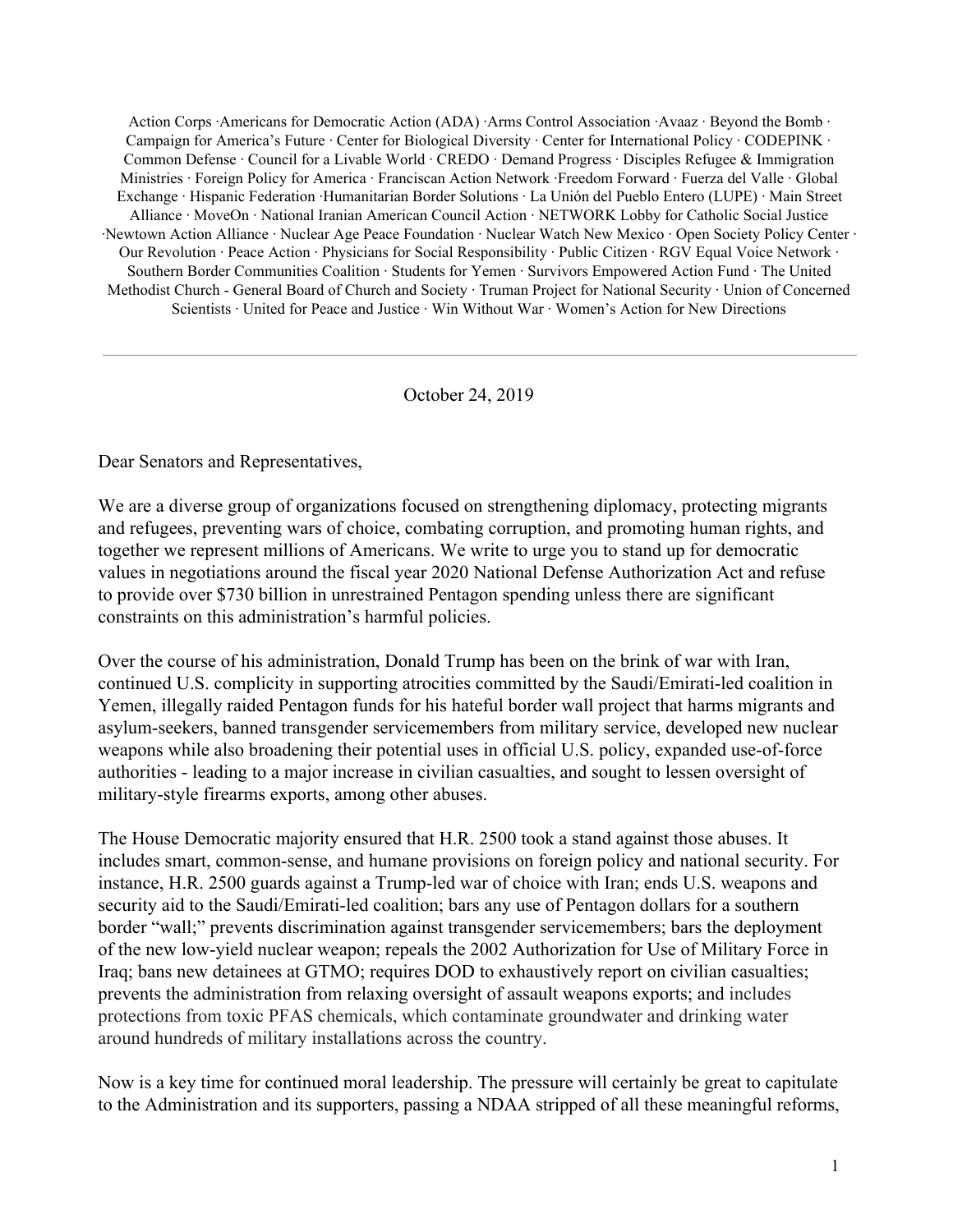Action Corps ·Americans for Democratic Action (ADA) ·Arms Control Association ·Avaaz · Beyond the Bomb · Campaign for America's Future · Center for Biological Diversity · Center for International Policy · CODEPINK · Common Defense · Council for a Livable World · CREDO · Demand Progress · Disciples Refugee & Immigration Ministries · Foreign Policy for America · Franciscan Action Network ·Freedom Forward · Fuerza del Valle · Global Exchange · Hispanic Federation ·Humanitarian Border Solutions · La Unión del Pueblo Entero (LUPE) · Main Street Alliance · MoveOn · National Iranian American Council Action · NETWORK Lobby for Catholic Social Justice ·Newtown Action Alliance · Nuclear Age Peace Foundation · Nuclear Watch New Mexico · Open Society Policy Center · Our Revolution · Peace Action · Physicians for Social Responsibility · Public Citizen · RGV Equal Voice Network · Southern Border Communities Coalition · Students for Yemen · Survivors Empowered Action Fund · The United Methodist Church - General Board of Church and Society · Truman Project for National Security · Union of Concerned Scientists · United for Peace and Justice · Win Without War · Women's Action for New Directions

---

October 24, 2019

Dear Senators and Representatives,

We are a diverse group of organizations focused on strengthening diplomacy, protecting migrants and refugees, preventing wars of choice, combating corruption, and promoting human rights, and together we represent millions of Americans. We write to urge you to stand up for democratic values in negotiations around the fiscal year 2020 National Defense Authorization Act and refuse to provide over $730 billion in unrestrained Pentagon spending unless there are significant constraints on this administration's harmful policies.

Over the course of his administration, Donald Trump has been on the brink of war with Iran, continued U.S. complicity in supporting atrocities committed by the Saudi/Emirati-led coalition in Yemen, illegally raided Pentagon funds for his hateful border wall project that harms migrants and asylum-seekers, banned transgender servicemembers from military service, developed new nuclear weapons while also broadening their potential uses in official U.S. policy, expanded use-of-force authorities - leading to a major increase in civilian casualties, and sought to lessen oversight of military-style firearms exports, among other abuses.

The House Democratic majority ensured that H.R. 2500 took a stand against those abuses. It includes smart, common-sense, and humane provisions on foreign policy and national security. For instance, H.R. 2500 guards against a Trump-led war of choice with Iran; ends U.S. weapons and security aid to the Saudi/Emirati-led coalition; bars any use of Pentagon dollars for a southern border "wall;" prevents discrimination against transgender servicemembers; bars the deployment of the new low-yield nuclear weapon; repeals the 2002 Authorization for Use of Military Force in Iraq; bans new detainees at GTMO; requires DOD to exhaustively report on civilian casualties; prevents the administration from relaxing oversight of assault weapons exports; and includes protections from toxic PFAS chemicals, which contaminate groundwater and drinking water around hundreds of military installations across the country.

Now is a key time for continued moral leadership. The pressure will certainly be great to capitulate to the Administration and its supporters, passing a NDAA stripped of all these meaningful reforms,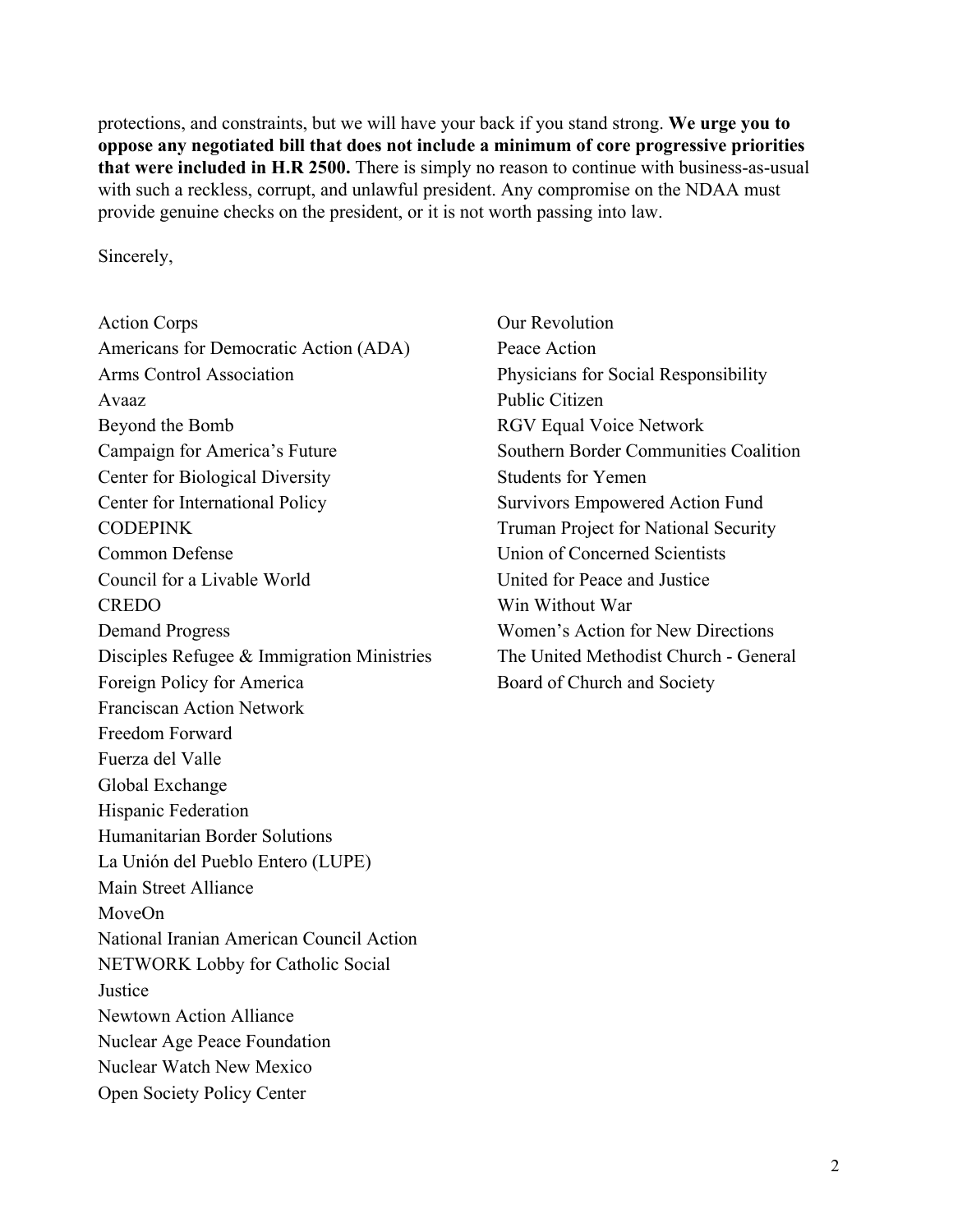protections, and constraints, but we will have your back if you stand strong. **We urge you to oppose any negotiated bill that does not include a minimum of core progressive priorities that were included in H.R 2500.** There is simply no reason to continue with business-as-usual with such a reckless, corrupt, and unlawful president. Any compromise on the NDAA must provide genuine checks on the president, or it is not worth passing into law.

Sincerely,

Action Corps
Americans for Democratic Action (ADA)
Arms Control Association
Avaaz
Beyond the Bomb
Campaign for America's Future
Center for Biological Diversity
Center for International Policy
CODEPINK
Common Defense
Council for a Livable World
CREDO
Demand Progress
Disciples Refugee & Immigration Ministries
Foreign Policy for America
Franciscan Action Network
Freedom Forward
Fuerza del Valle
Global Exchange
Hispanic Federation
Humanitarian Border Solutions
La Unión del Pueblo Entero (LUPE)
Main Street Alliance
MoveOn
National Iranian American Council Action
NETWORK Lobby for Catholic Social Justice
Newtown Action Alliance
Nuclear Age Peace Foundation
Nuclear Watch New Mexico
Open Society Policy Center
Our Revolution
Peace Action
Physicians for Social Responsibility
Public Citizen
RGV Equal Voice Network
Southern Border Communities Coalition
Students for Yemen
Survivors Empowered Action Fund
Truman Project for National Security
Union of Concerned Scientists
United for Peace and Justice
Win Without War
Women's Action for New Directions
The United Methodist Church - General Board of Church and Society